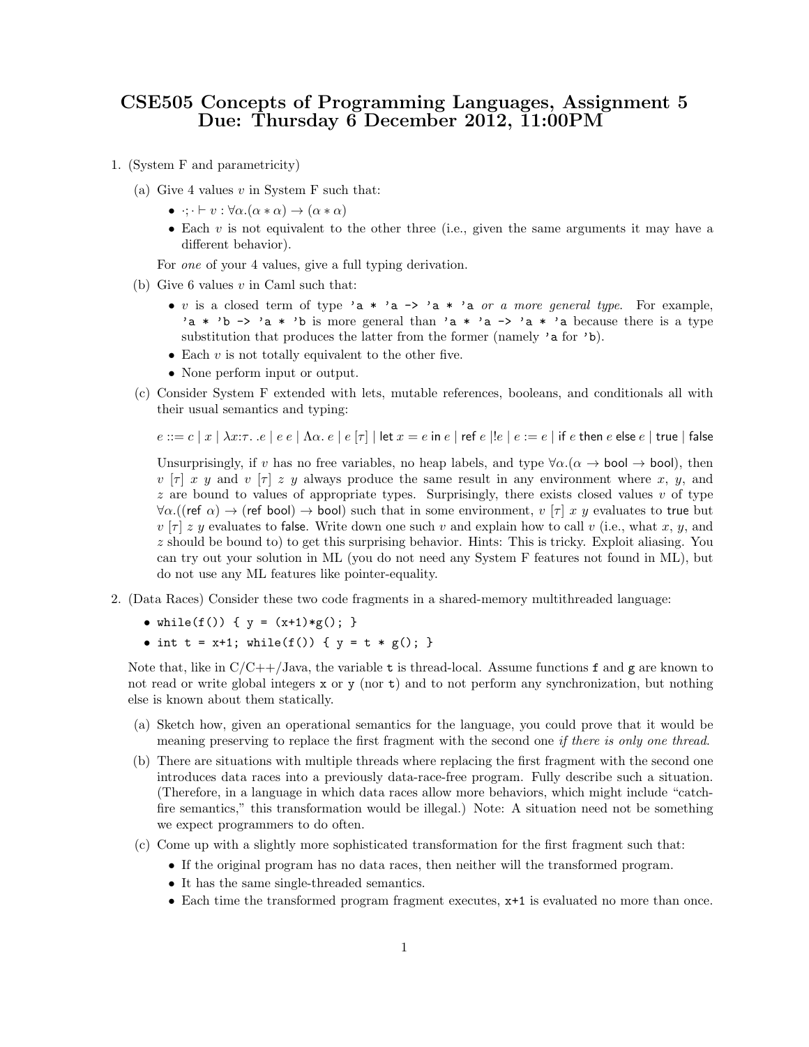# CSE505 Concepts of Programming Languages, Assignment 5
# Due: Thursday 6 December 2012, 11:00PM

1. (System F and parametricity)

   (a) Give 4 values $v$ in System F such that:

   - $\cdot;\cdot \vdash v : \forall\alpha.(\alpha * \alpha) \to (\alpha * \alpha)$
   - Each $v$ is not equivalent to the other three (i.e., given the same arguments it may have a different behavior).

   For *one* of your 4 values, give a full typing derivation.

   (b) Give 6 values $v$ in Caml such that:

   - $v$ is a closed term of type `'a * 'a -> 'a * 'a` *or a more general type*. For example, `'a * 'b -> 'a * 'b` is more general than `'a * 'a -> 'a * 'a` because there is a type substitution that produces the latter from the former (namely `'a` for `'b`).
   - Each $v$ is not totally equivalent to the other five.
   - None perform input or output.

   (c) Consider System F extended with lets, mutable references, booleans, and conditionals all with their usual semantics and typing:

   $e ::= c \mid x \mid \lambda x{:}\tau.\ .e \mid e\ e \mid \Lambda\alpha.\ e \mid e\ [\tau] \mid \mathsf{let}\ x = e\ \mathsf{in}\ e \mid \mathsf{ref}\ e \mid !e \mid e := e \mid \mathsf{if}\ e\ \mathsf{then}\ e\ \mathsf{else}\ e \mid \mathsf{true} \mid \mathsf{false}$

   Unsurprisingly, if $v$ has no free variables, no heap labels, and type $\forall\alpha.(\alpha \to \mathsf{bool} \to \mathsf{bool})$, then $v\ [\tau]\ x\ y$ and $v\ [\tau]\ z\ y$ always produce the same result in any environment where $x$, $y$, and $z$ are bound to values of appropriate types. Surprisingly, there exists closed values $v$ of type $\forall\alpha.((\mathsf{ref}\ \alpha) \to (\mathsf{ref}\ \mathsf{bool}) \to \mathsf{bool})$ such that in some environment, $v\ [\tau]\ x\ y$ evaluates to $\mathsf{true}$ but $v\ [\tau]\ z\ y$ evaluates to $\mathsf{false}$. Write down one such $v$ and explain how to call $v$ (i.e., what $x$, $y$, and $z$ should be bound to) to get this surprising behavior. Hints: This is tricky. Exploit aliasing. You can try out your solution in ML (you do not need any System F features not found in ML), but do not use any ML features like pointer-equality.

2. (Data Races) Consider these two code fragments in a shared-memory multithreaded language:

   - `while(f()) { y = (x+1)*g(); }`
   - `int t = x+1; while(f()) { y = t * g(); }`

   Note that, like in C/C++/Java, the variable `t` is thread-local. Assume functions `f` and `g` are known to not read or write global integers `x` or `y` (nor `t`) and to not perform any synchronization, but nothing else is known about them statically.

   (a) Sketch how, given an operational semantics for the language, you could prove that it would be meaning preserving to replace the first fragment with the second one *if there is only one thread*.

   (b) There are situations with multiple threads where replacing the first fragment with the second one introduces data races into a previously data-race-free program. Fully describe such a situation. (Therefore, in a language in which data races allow more behaviors, which might include "catch-fire semantics," this transformation would be illegal.) Note: A situation need not be something we expect programmers to do often.

   (c) Come up with a slightly more sophisticated transformation for the first fragment such that:

   - If the original program has no data races, then neither will the transformed program.
   - It has the same single-threaded semantics.
   - Each time the transformed program fragment executes, `x+1` is evaluated no more than once.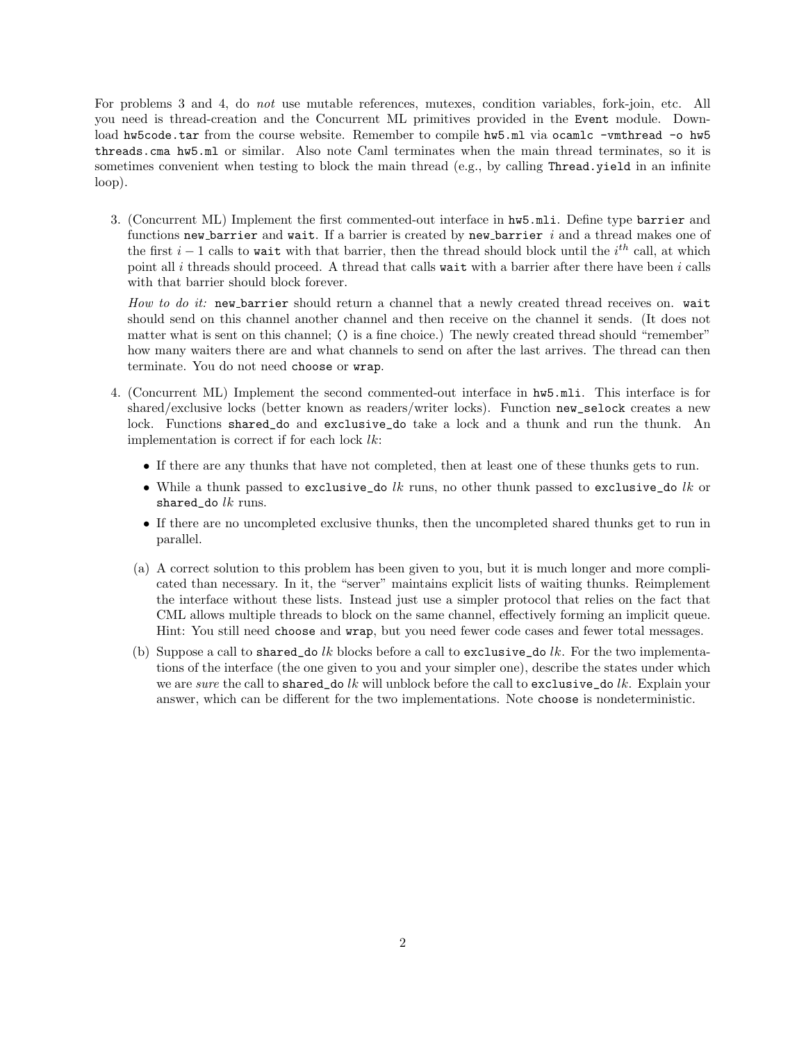For problems 3 and 4, do *not* use mutable references, mutexes, condition variables, fork-join, etc. All you need is thread-creation and the Concurrent ML primitives provided in the `Event` module. Download `hw5code.tar` from the course website. Remember to compile `hw5.ml` via `ocamlc -vmthread -o hw5 threads.cma hw5.ml` or similar. Also note Caml terminates when the main thread terminates, so it is sometimes convenient when testing to block the main thread (e.g., by calling `Thread.yield` in an infinite loop).

3. (Concurrent ML) Implement the first commented-out interface in `hw5.mli`. Define type `barrier` and functions `new_barrier` and `wait`. If a barrier is created by `new_barrier` $i$ and a thread makes one of the first $i-1$ calls to `wait` with that barrier, then the thread should block until the $i^{th}$ call, at which point all $i$ threads should proceed. A thread that calls `wait` with a barrier after there have been $i$ calls with that barrier should block forever.

   *How to do it:* `new_barrier` should return a channel that a newly created thread receives on. `wait` should send on this channel another channel and then receive on the channel it sends. (It does not matter what is sent on this channel; `()` is a fine choice.) The newly created thread should "remember" how many waiters there are and what channels to send on after the last arrives. The thread can then terminate. You do not need `choose` or `wrap`.

4. (Concurrent ML) Implement the second commented-out interface in `hw5.mli`. This interface is for shared/exclusive locks (better known as readers/writer locks). Function `new_selock` creates a new lock. Functions `shared_do` and `exclusive_do` take a lock and a thunk and run the thunk. An implementation is correct if for each lock $lk$:

   - If there are any thunks that have not completed, then at least one of these thunks gets to run.
   - While a thunk passed to `exclusive_do` $lk$ runs, no other thunk passed to `exclusive_do` $lk$ or `shared_do` $lk$ runs.
   - If there are no uncompleted exclusive thunks, then the uncompleted shared thunks get to run in parallel.

   (a) A correct solution to this problem has been given to you, but it is much longer and more complicated than necessary. In it, the "server" maintains explicit lists of waiting thunks. Reimplement the interface without these lists. Instead just use a simpler protocol that relies on the fact that CML allows multiple threads to block on the same channel, effectively forming an implicit queue. Hint: You still need `choose` and `wrap`, but you need fewer code cases and fewer total messages.

   (b) Suppose a call to `shared_do` $lk$ blocks before a call to `exclusive_do` $lk$. For the two implementations of the interface (the one given to you and your simpler one), describe the states under which we are *sure* the call to `shared_do` $lk$ will unblock before the call to `exclusive_do` $lk$. Explain your answer, which can be different for the two implementations. Note `choose` is nondeterministic.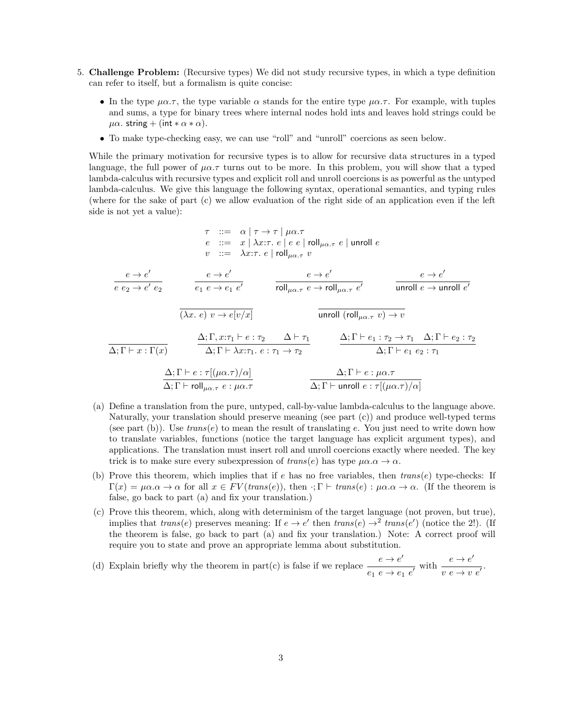5. **Challenge Problem:** (Recursive types) We did not study recursive types, in which a type definition can refer to itself, but a formalism is quite concise:

   - In the type $\mu\alpha.\tau$, the type variable $\alpha$ stands for the entire type $\mu\alpha.\tau$. For example, with tuples and sums, a type for binary trees where internal nodes hold ints and leaves hold strings could be $\mu\alpha.\ \mathsf{string} + (\mathsf{int} * \alpha * \alpha)$.
   - To make type-checking easy, we can use "roll" and "unroll" coercions as seen below.

   While the primary motivation for recursive types is to allow for recursive data structures in a typed language, the full power of $\mu\alpha.\tau$ turns out to be more. In this problem, you will show that a typed lambda-calculus with recursive types and explicit roll and unroll coercions is as powerful as the untyped lambda-calculus. We give this language the following syntax, operational semantics, and typing rules (where for the sake of part (c) we allow evaluation of the right side of an application even if the left side is not yet a value):

$$
\begin{array}{rcl}
\tau & ::= & \alpha \mid \tau \to \tau \mid \mu\alpha.\tau \\
e & ::= & x \mid \lambda x{:}\tau.\ e \mid e\ e \mid \mathsf{roll}_{\mu\alpha.\tau}\ e \mid \mathsf{unroll}\ e \\
v & ::= & \lambda x{:}\tau.\ e \mid \mathsf{roll}_{\mu\alpha.\tau}\ v
\end{array}
$$

$$
\frac{e \to e'}{e\ e_2 \to e'\ e_2}
\qquad
\frac{e \to e'}{e_1\ e \to e_1\ e'}
\qquad
\frac{e \to e'}{\mathsf{roll}_{\mu\alpha.\tau}\ e \to \mathsf{roll}_{\mu\alpha.\tau}\ e'}
\qquad
\frac{e \to e'}{\mathsf{unroll}\ e \to \mathsf{unroll}\ e'}
$$

$$
\frac{}{(\lambda x.\ e)\ v \to e[v/x]}
\qquad
\frac{}{\mathsf{unroll}\ (\mathsf{roll}_{\mu\alpha.\tau}\ v) \to v}
$$

$$
\frac{}{\Delta;\Gamma \vdash x : \Gamma(x)}
\qquad
\frac{\Delta;\Gamma, x{:}\tau_1 \vdash e : \tau_2 \qquad \Delta \vdash \tau_1}{\Delta;\Gamma \vdash \lambda x{:}\tau_1.\ e : \tau_1 \to \tau_2}
\qquad
\frac{\Delta;\Gamma \vdash e_1 : \tau_2 \to \tau_1 \quad \Delta;\Gamma \vdash e_2 : \tau_2}{\Delta;\Gamma \vdash e_1\ e_2 : \tau_1}
$$

$$
\frac{\Delta;\Gamma \vdash e : \tau[(\mu\alpha.\tau)/\alpha]}{\Delta;\Gamma \vdash \mathsf{roll}_{\mu\alpha.\tau}\ e : \mu\alpha.\tau}
\qquad
\frac{\Delta;\Gamma \vdash e : \mu\alpha.\tau}{\Delta;\Gamma \vdash \mathsf{unroll}\ e : \tau[(\mu\alpha.\tau)/\alpha]}
$$

   (a) Define a translation from the pure, untyped, call-by-value lambda-calculus to the language above. Naturally, your translation should preserve meaning (see part (c)) and produce well-typed terms (see part (b)). Use *trans*($e$) to mean the result of translating $e$. You just need to write down how to translate variables, functions (notice the target language has explicit argument types), and applications. The translation must insert roll and unroll coercions exactly where needed. The key trick is to make sure every subexpression of *trans*($e$) has type $\mu\alpha.\alpha \to \alpha$.

   (b) Prove this theorem, which implies that if $e$ has no free variables, then *trans*($e$) type-checks: If $\Gamma(x) = \mu\alpha.\alpha \to \alpha$ for all $x \in FV(\mathit{trans}(e))$, then $\cdot;\Gamma \vdash \mathit{trans}(e) : \mu\alpha.\alpha \to \alpha$. (If the theorem is false, go back to part (a) and fix your translation.)

   (c) Prove this theorem, which, along with determinism of the target language (not proven, but true), implies that *trans*($e$) preserves meaning: If $e \to e'$ then $\mathit{trans}(e) \to^2 \mathit{trans}(e')$ (notice the 2!). (If the theorem is false, go back to part (a) and fix your translation.) Note: A correct proof will require you to state and prove an appropriate lemma about substitution.

   (d) Explain briefly why the theorem in part(c) is false if we replace $\dfrac{e \to e'}{e_1\ e \to e_1\ e'}$ with $\dfrac{e \to e'}{v\ e \to v\ e'}$.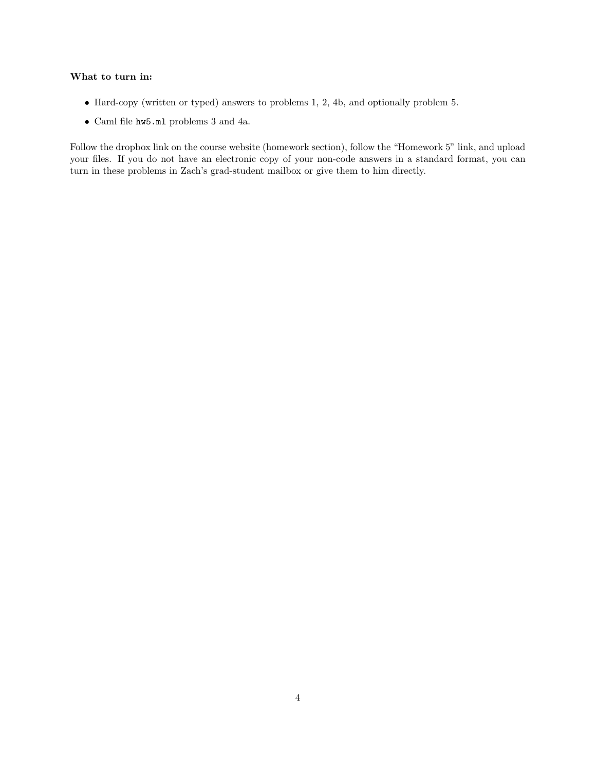**What to turn in:**

- Hard-copy (written or typed) answers to problems 1, 2, 4b, and optionally problem 5.
- Caml file `hw5.ml` problems 3 and 4a.

Follow the dropbox link on the course website (homework section), follow the "Homework 5" link, and upload your files. If you do not have an electronic copy of your non-code answers in a standard format, you can turn in these problems in Zach's grad-student mailbox or give them to him directly.